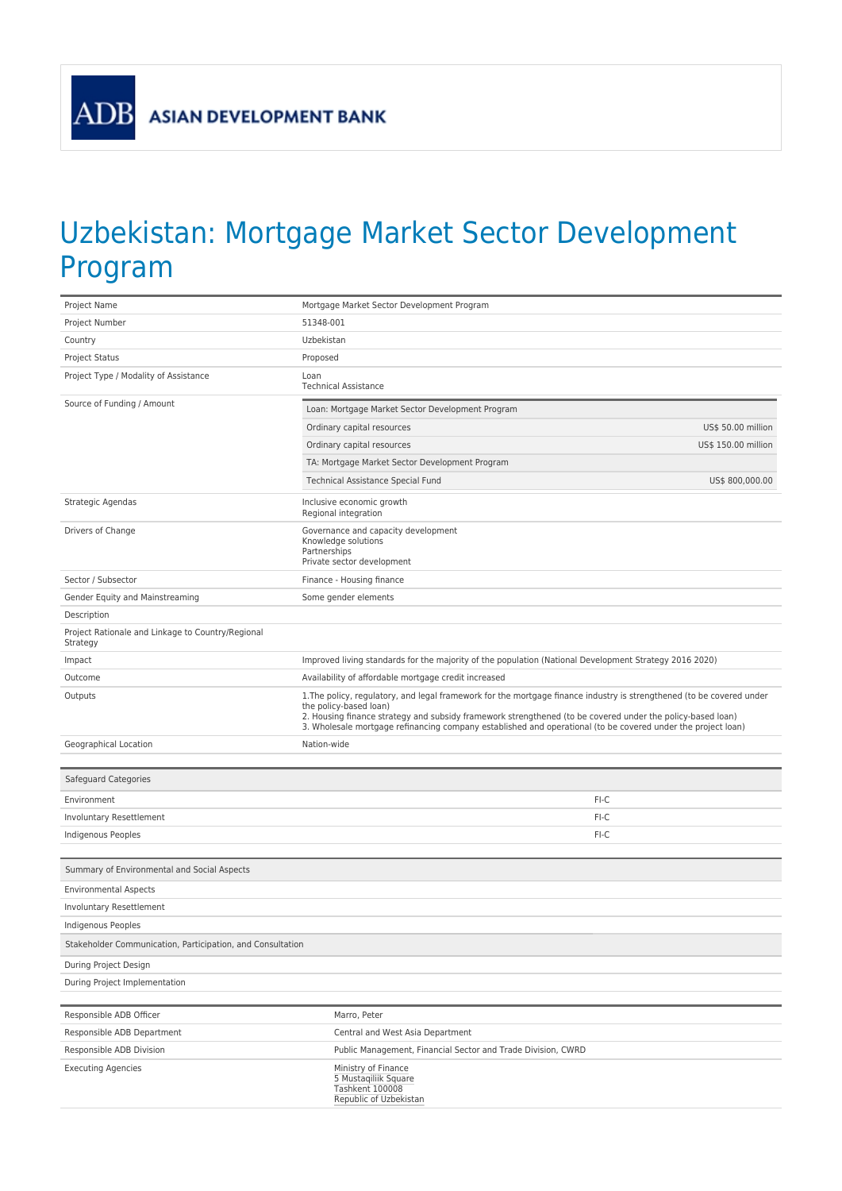ASIAN DEVELOPMENT BANK

# Uzbekistan: Mortgage Market Sector Development Program

| | |
|---|---|
| Project Name | Mortgage Market Sector Development Program |
| Project Number | 51348-001 |
| Country | Uzbekistan |
| Project Status | Proposed |
| Project Type / Modality of Assistance | Loan<br>Technical Assistance |
| Source of Funding / Amount | Loan: Mortgage Market Sector Development Program<br>Ordinary capital resources — US$ 50.00 million<br>Ordinary capital resources — US$ 150.00 million<br>TA: Mortgage Market Sector Development Program<br>Technical Assistance Special Fund — US$ 800,000.00 |
| Strategic Agendas | Inclusive economic growth<br>Regional integration |
| Drivers of Change | Governance and capacity development<br>Knowledge solutions<br>Partnerships<br>Private sector development |
| Sector / Subsector | Finance - Housing finance |
| Gender Equity and Mainstreaming | Some gender elements |
| Description | |
| Project Rationale and Linkage to Country/Regional Strategy | |
| Impact | Improved living standards for the majority of the population (National Development Strategy 2016 2020) |
| Outcome | Availability of affordable mortgage credit increased |
| Outputs | 1.The policy, regulatory, and legal framework for the mortgage finance industry is strengthened (to be covered under the policy-based loan)<br>2. Housing finance strategy and subsidy framework strengthened (to be covered under the policy-based loan)<br>3. Wholesale mortgage refinancing company established and operational (to be covered under the project loan) |
| Geographical Location | Nation-wide |

| Safeguard Categories | |
|---|---|
| Environment | FI-C |
| Involuntary Resettlement | FI-C |
| Indigenous Peoples | FI-C |

| Summary of Environmental and Social Aspects | |
|---|---|
| Environmental Aspects | |
| Involuntary Resettlement | |
| Indigenous Peoples | |
| **Stakeholder Communication, Participation, and Consultation** | |
| During Project Design | |
| During Project Implementation | |

| | |
|---|---|
| Responsible ADB Officer | Marro, Peter |
| Responsible ADB Department | Central and West Asia Department |
| Responsible ADB Division | Public Management, Financial Sector and Trade Division, CWRD |
| Executing Agencies | Ministry of Finance<br>5 Mustaqillik Square<br>Tashkent 100008<br>Republic of Uzbekistan |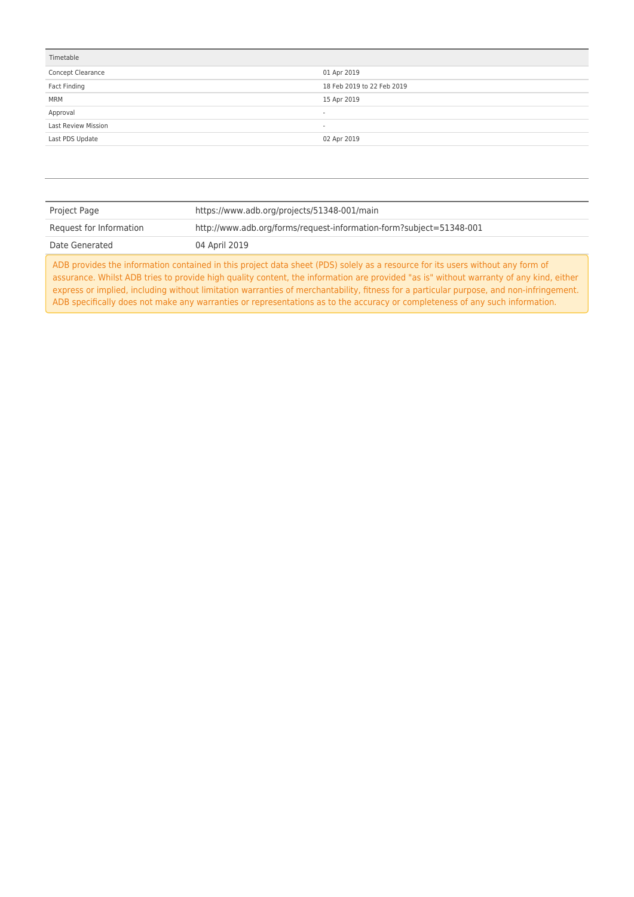| Timetable | |
|---|---|
| Concept Clearance | 01 Apr 2019 |
| Fact Finding | 18 Feb 2019 to 22 Feb 2019 |
| MRM | 15 Apr 2019 |
| Approval | - |
| Last Review Mission | - |
| Last PDS Update | 02 Apr 2019 |

| | |
|---|---|
| Project Page | https://www.adb.org/projects/51348-001/main |
| Request for Information | http://www.adb.org/forms/request-information-form?subject=51348-001 |
| Date Generated | 04 April 2019 |

ADB provides the information contained in this project data sheet (PDS) solely as a resource for its users without any form of assurance. Whilst ADB tries to provide high quality content, the information are provided "as is" without warranty of any kind, either express or implied, including without limitation warranties of merchantability, fitness for a particular purpose, and non-infringement. ADB specifically does not make any warranties or representations as to the accuracy or completeness of any such information.